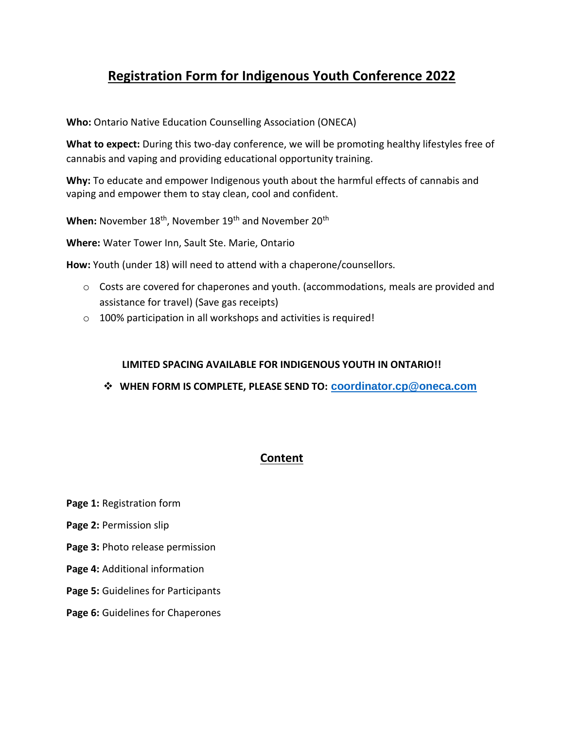# Registration Form for Indigenous Youth Conference 2022

**Who:** Ontario Native Education Counselling Association (ONECA)

**What to expect:** During this two-day conference, we will be promoting healthy lifestyles free of cannabis and vaping and providing educational opportunity training.

**Why:** To educate and empower Indigenous youth about the harmful effects of cannabis and vaping and empower them to stay clean, cool and confident.

**When:** November 18th, November 19th and November 20th

**Where:** Water Tower Inn, Sault Ste. Marie, Ontario

**How:** Youth (under 18) will need to attend with a chaperone/counsellors.

- Costs are covered for chaperones and youth. (accommodations, meals are provided and assistance for travel) (Save gas receipts)
- 100% participation in all workshops and activities is required!

**LIMITED SPACING AVAILABLE FOR INDIGENOUS YOUTH IN ONTARIO!!**

- **WHEN FORM IS COMPLETE, PLEASE SEND TO:** coordinator.cp@oneca.com

## Content

**Page 1:** Registration form

**Page 2:** Permission slip

**Page 3:** Photo release permission

**Page 4:** Additional information

**Page 5:** Guidelines for Participants

**Page 6:** Guidelines for Chaperones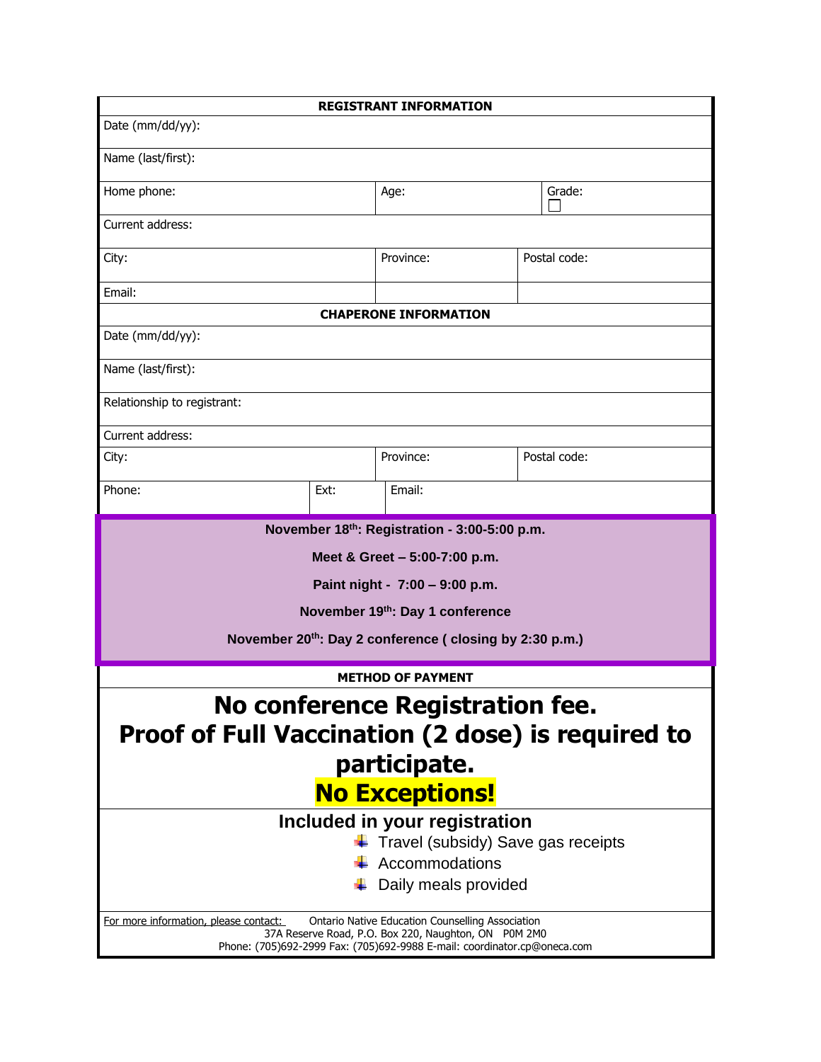## REGISTRANT INFORMATION

| | | |
|---|---|---|
| Date (mm/dd/yy): | | |
| Name (last/first): | | |
| Home phone: | Age: | Grade: ☐ |
| Current address: | | |
| City: | Province: | Postal code: |
| Email: | | |

## CHAPERONE INFORMATION

| | | | |
|---|---|---|---|
| Date (mm/dd/yy): | | | |
| Name (last/first): | | | |
| Relationship to registrant: | | | |
| Current address: | | | |
| City: | | Province: | Postal code: |
| Phone: | Ext: | Email: | |

**November 18th: Registration - 3:00-5:00 p.m.**

**Meet & Greet – 5:00-7:00 p.m.**

**Paint night - 7:00 – 9:00 p.m.**

**November 19th: Day 1 conference**

**November 20th: Day 2 conference ( closing by 2:30 p.m.)**

## METHOD OF PAYMENT

# No conference Registration fee.
# Proof of Full Vaccination (2 dose) is required to participate.
# No Exceptions!

### Included in your registration

- Travel (subsidy) Save gas receipts
- Accommodations
- Daily meals provided

For more information, please contact: Ontario Native Education Counselling Association
37A Reserve Road, P.O. Box 220, Naughton, ON P0M 2M0
Phone: (705)692-2999 Fax: (705)692-9988 E-mail: coordinator.cp@oneca.com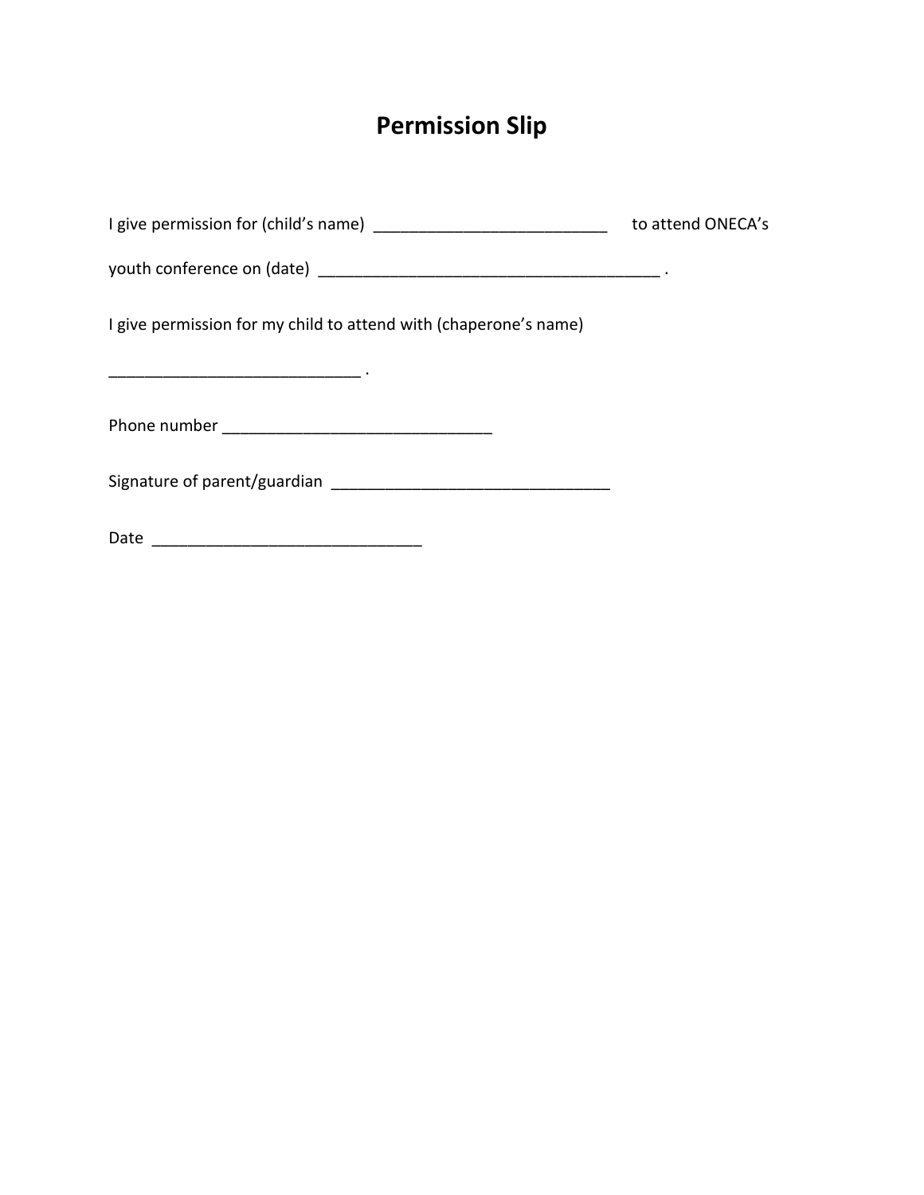# Permission Slip

I give permission for (child's name) __________________________ to attend ONECA's youth conference on (date) ______________________________________ .

I give permission for my child to attend with (chaperone's name) ____________________________ .

Phone number ______________________________

Signature of parent/guardian _______________________________

Date ______________________________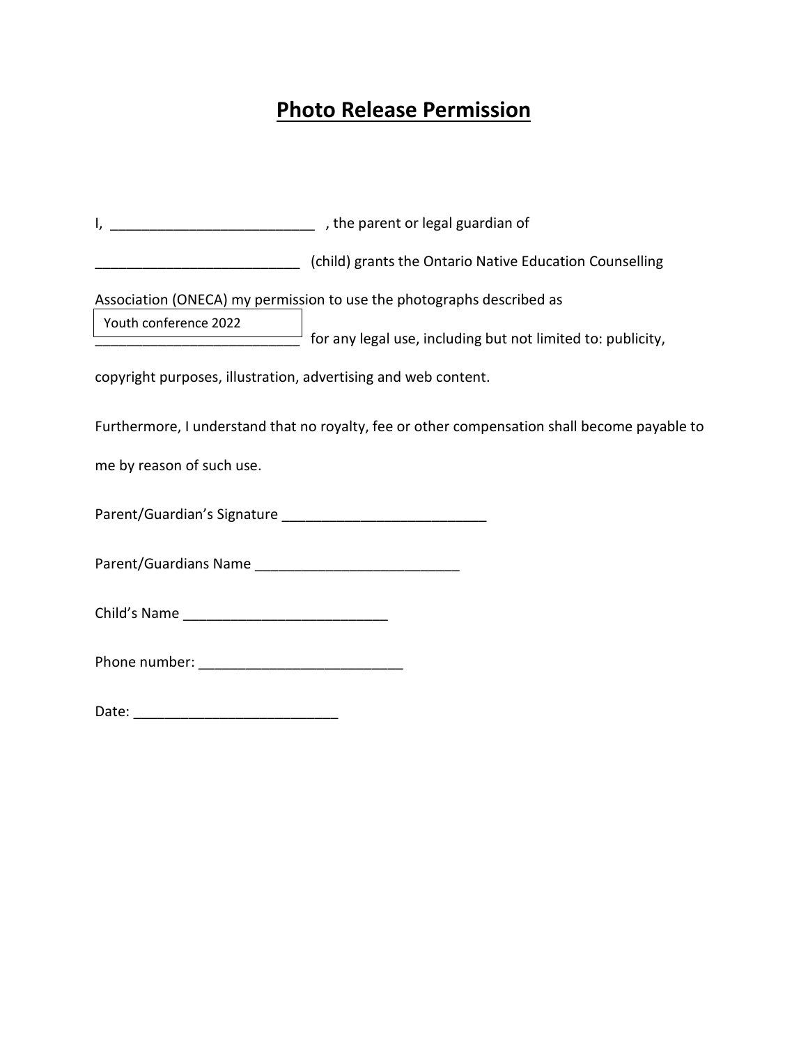# Photo Release Permission

I, __________________________ , the parent or legal guardian of

__________________________ (child) grants the Ontario Native Education Counselling Association (ONECA) my permission to use the photographs described as

Youth conference 2022 for any legal use, including but not limited to: publicity, copyright purposes, illustration, advertising and web content.

Furthermore, I understand that no royalty, fee or other compensation shall become payable to me by reason of such use.

Parent/Guardian's Signature __________________________

Parent/Guardians Name __________________________

Child's Name __________________________

Phone number: __________________________

Date: __________________________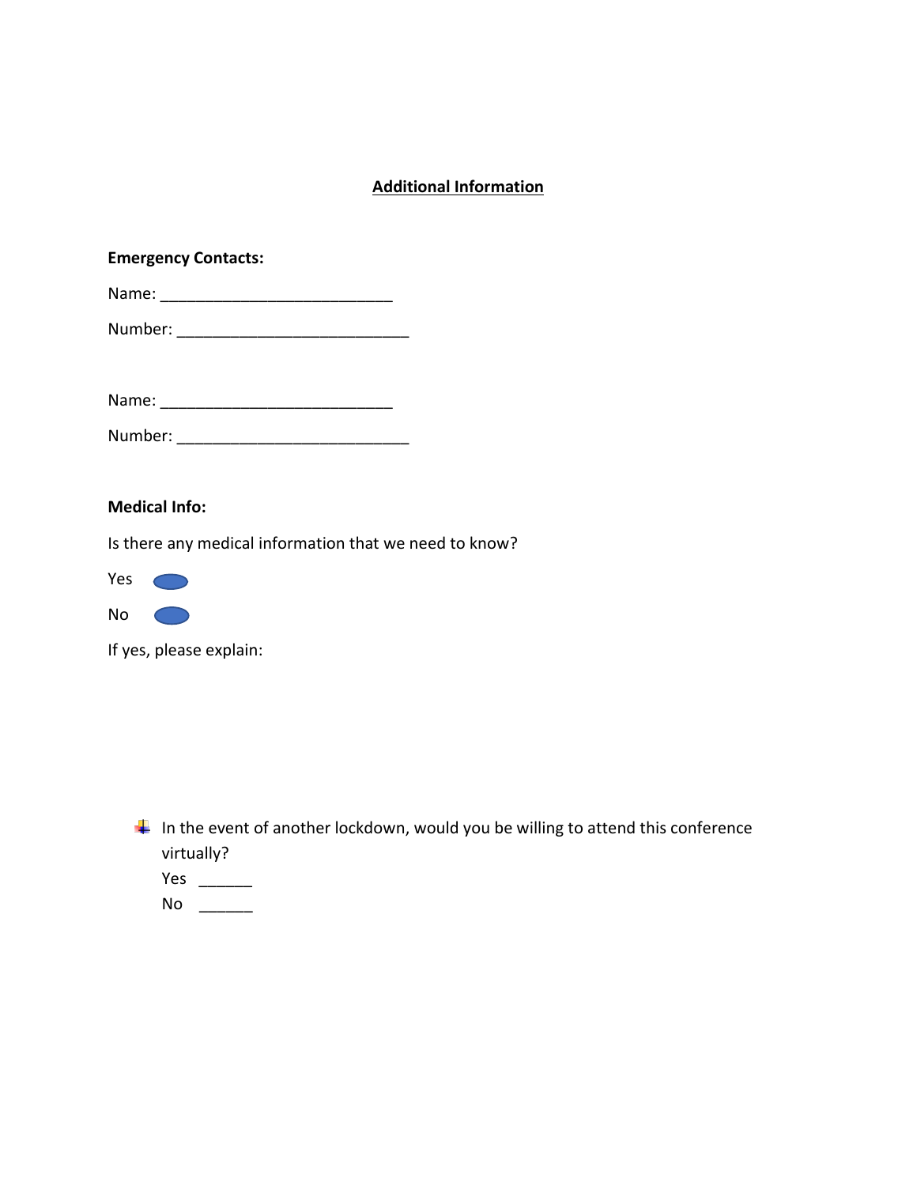## Additional Information

**Emergency Contacts:**

Name: ___________________________

Number: ___________________________

Name: ___________________________

Number: ___________________________

**Medical Info:**

Is there any medical information that we need to know?

Yes

No

If yes, please explain:

- In the event of another lockdown, would you be willing to attend this conference virtually?

  Yes ______

  No ______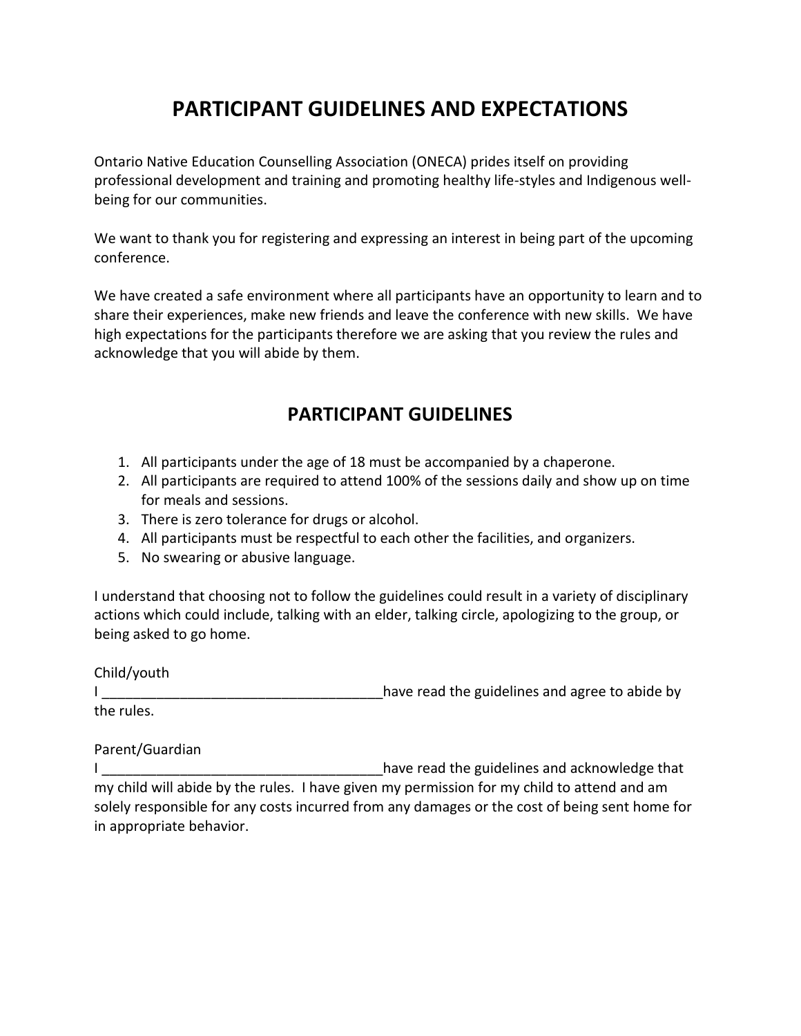# PARTICIPANT GUIDELINES AND EXPECTATIONS

Ontario Native Education Counselling Association (ONECA) prides itself on providing professional development and training and promoting healthy life-styles and Indigenous well-being for our communities.

We want to thank you for registering and expressing an interest in being part of the upcoming conference.

We have created a safe environment where all participants have an opportunity to learn and to share their experiences, make new friends and leave the conference with new skills. We have high expectations for the participants therefore we are asking that you review the rules and acknowledge that you will abide by them.

## PARTICIPANT GUIDELINES

1. All participants under the age of 18 must be accompanied by a chaperone.
2. All participants are required to attend 100% of the sessions daily and show up on time for meals and sessions.
3. There is zero tolerance for drugs or alcohol.
4. All participants must be respectful to each other the facilities, and organizers.
5. No swearing or abusive language.

I understand that choosing not to follow the guidelines could result in a variety of disciplinary actions which could include, talking with an elder, talking circle, apologizing to the group, or being asked to go home.

Child/youth

I ____________________________________have read the guidelines and agree to abide by the rules.

Parent/Guardian

I ____________________________________have read the guidelines and acknowledge that my child will abide by the rules. I have given my permission for my child to attend and am solely responsible for any costs incurred from any damages or the cost of being sent home for in appropriate behavior.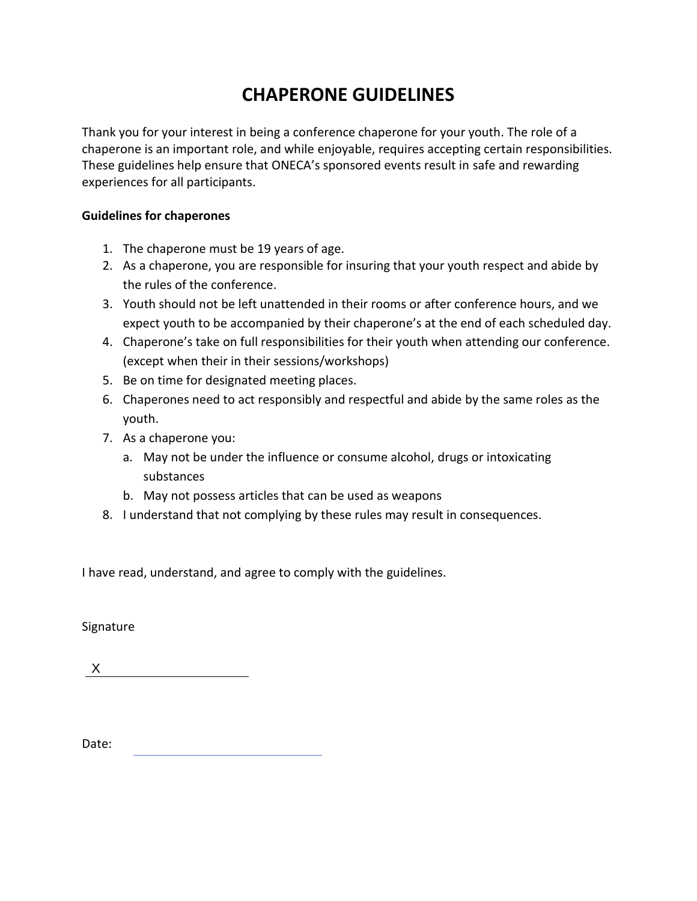# CHAPERONE GUIDELINES

Thank you for your interest in being a conference chaperone for your youth. The role of a chaperone is an important role, and while enjoyable, requires accepting certain responsibilities. These guidelines help ensure that ONECA's sponsored events result in safe and rewarding experiences for all participants.

**Guidelines for chaperones**

1. The chaperone must be 19 years of age.
2. As a chaperone, you are responsible for insuring that your youth respect and abide by the rules of the conference.
3. Youth should not be left unattended in their rooms or after conference hours, and we expect youth to be accompanied by their chaperone's at the end of each scheduled day.
4. Chaperone's take on full responsibilities for their youth when attending our conference. (except when their in their sessions/workshops)
5. Be on time for designated meeting places.
6. Chaperones need to act responsibly and respectful and abide by the same roles as the youth.
7. As a chaperone you:
   a. May not be under the influence or consume alcohol, drugs or intoxicating substances
   b. May not possess articles that can be used as weapons
8. I understand that not complying by these rules may result in consequences.

I have read, understand, and agree to comply with the guidelines.

Signature

X ______________________

Date: ______________________